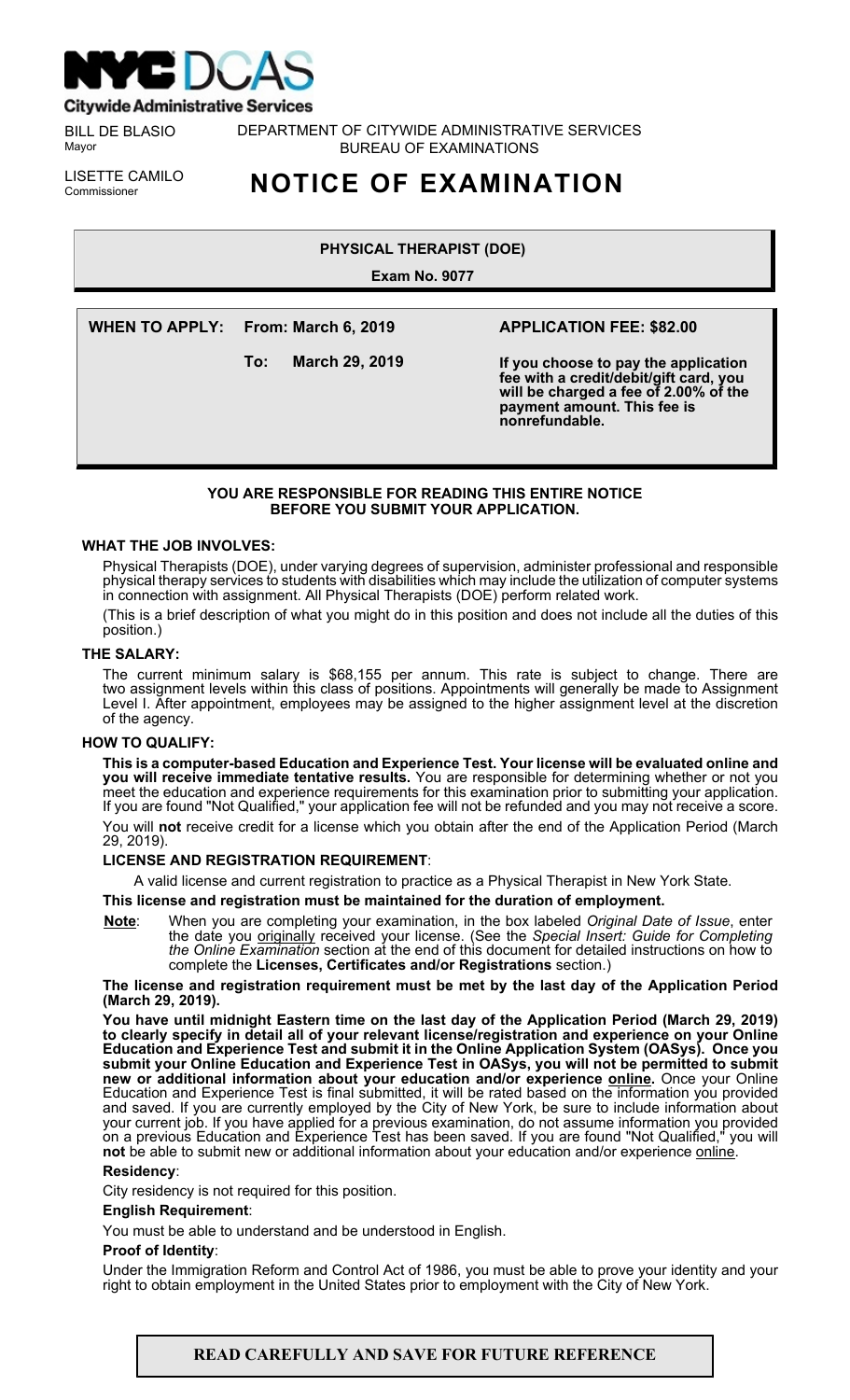**NYC DCAS**
**Citywide Administrative Services**

BILL DE BLASIO
Mayor

DEPARTMENT OF CITYWIDE ADMINISTRATIVE SERVICES
BUREAU OF EXAMINATIONS

LISETTE CAMILO
Commissioner

# NOTICE OF EXAMINATION

## PHYSICAL THERAPIST (DOE)

**Exam No. 9077**

**WHEN TO APPLY: From: March 6, 2019**

**To: March 29, 2019**

**APPLICATION FEE: $82.00**

**If you choose to pay the application fee with a credit/debit/gift card, you will be charged a fee of 2.00% of the payment amount. This fee is nonrefundable.**

**YOU ARE RESPONSIBLE FOR READING THIS ENTIRE NOTICE BEFORE YOU SUBMIT YOUR APPLICATION.**

### WHAT THE JOB INVOLVES:

Physical Therapists (DOE), under varying degrees of supervision, administer professional and responsible physical therapy services to students with disabilities which may include the utilization of computer systems in connection with assignment. All Physical Therapists (DOE) perform related work.

(This is a brief description of what you might do in this position and does not include all the duties of this position.)

### THE SALARY:

The current minimum salary is $68,155 per annum. This rate is subject to change. There are two assignment levels within this class of positions. Appointments will generally be made to Assignment Level I. After appointment, employees may be assigned to the higher assignment level at the discretion of the agency.

### HOW TO QUALIFY:

**This is a computer-based Education and Experience Test. Your license will be evaluated online and you will receive immediate tentative results.** You are responsible for determining whether or not you meet the education and experience requirements for this examination prior to submitting your application. If you are found "Not Qualified," your application fee will not be refunded and you may not receive a score.

You will **not** receive credit for a license which you obtain after the end of the Application Period (March 29, 2019).

**LICENSE AND REGISTRATION REQUIREMENT**:

A valid license and current registration to practice as a Physical Therapist in New York State.

**This license and registration must be maintained for the duration of employment.**

**Note**: When you are completing your examination, in the box labeled *Original Date of Issue*, enter the date you originally received your license. (See the *Special Insert: Guide for Completing the Online Examination* section at the end of this document for detailed instructions on how to complete the **Licenses, Certificates and/or Registrations** section.)

**The license and registration requirement must be met by the last day of the Application Period (March 29, 2019).**

**You have until midnight Eastern time on the last day of the Application Period (March 29, 2019) to clearly specify in detail all of your relevant license/registration and experience on your Online Education and Experience Test and submit it in the Online Application System (OASys). Once you submit your Online Education and Experience Test in OASys, you will not be permitted to submit new or additional information about your education and/or experience online.** Once your Online Education and Experience Test is final submitted, it will be rated based on the information you provided and saved. If you are currently employed by the City of New York, be sure to include information about your current job. If you have applied for a previous examination, do not assume information you provided on a previous Education and Experience Test has been saved. If you are found "Not Qualified," you will **not** be able to submit new or additional information about your education and/or experience online.

**Residency**:

City residency is not required for this position.

**English Requirement**:

You must be able to understand and be understood in English.

**Proof of Identity**:

Under the Immigration Reform and Control Act of 1986, you must be able to prove your identity and your right to obtain employment in the United States prior to employment with the City of New York.

**READ CAREFULLY AND SAVE FOR FUTURE REFERENCE**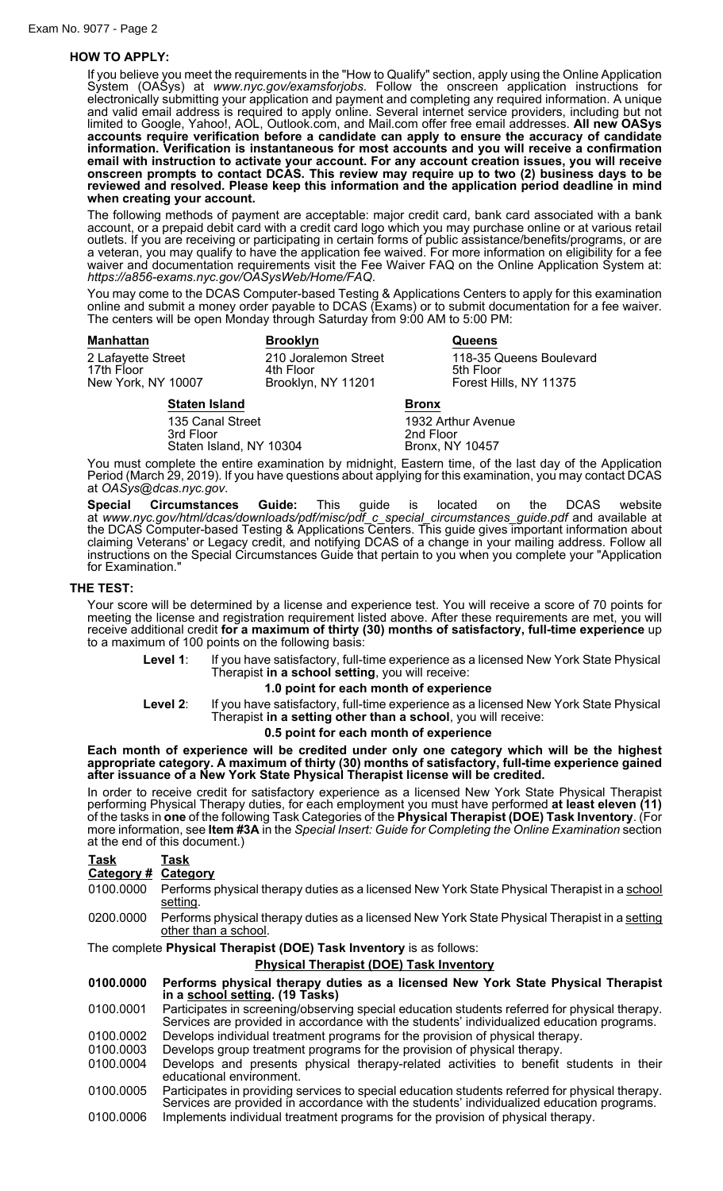## HOW TO APPLY:

If you believe you meet the requirements in the "How to Qualify" section, apply using the Online Application System (OASys) at *www.nyc.gov/examsforjobs*. Follow the onscreen application instructions for electronically submitting your application and payment and completing any required information. A unique and valid email address is required to apply online. Several internet service providers, including but not limited to Google, Yahoo!, AOL, Outlook.com, and Mail.com offer free email addresses. **All new OASys accounts require verification before a candidate can apply to ensure the accuracy of candidate information. Verification is instantaneous for most accounts and you will receive a confirmation email with instruction to activate your account. For any account creation issues, you will receive onscreen prompts to contact DCAS. This review may require up to two (2) business days to be reviewed and resolved. Please keep this information and the application period deadline in mind when creating your account.**

The following methods of payment are acceptable: major credit card, bank card associated with a bank account, or a prepaid debit card with a credit card logo which you may purchase online or at various retail outlets. If you are receiving or participating in certain forms of public assistance/benefits/programs, or are a veteran, you may qualify to have the application fee waived. For more information on eligibility for a fee waiver and documentation requirements visit the Fee Waiver FAQ on the Online Application System at: *https://a856-exams.nyc.gov/OASysWeb/Home/FAQ*.

You may come to the DCAS Computer-based Testing & Applications Centers to apply for this examination online and submit a money order payable to DCAS (Exams) or to submit documentation for a fee waiver. The centers will be open Monday through Saturday from 9:00 AM to 5:00 PM:

**Manhattan**
2 Lafayette Street
17th Floor
New York, NY 10007

**Brooklyn**
210 Joralemon Street
4th Floor
Brooklyn, NY 11201

**Queens**
118-35 Queens Boulevard
5th Floor
Forest Hills, NY 11375

**Staten Island**
135 Canal Street
3rd Floor
Staten Island, NY 10304

**Bronx**
1932 Arthur Avenue
2nd Floor
Bronx, NY 10457

You must complete the entire examination by midnight, Eastern time, of the last day of the Application Period (March 29, 2019). If you have questions about applying for this examination, you may contact DCAS at *OASys@dcas.nyc.gov*.

**Special Circumstances Guide:** This guide is located on the DCAS website at *www.nyc.gov/html/dcas/downloads/pdf/misc/pdf_c_special_circumstances_guide.pdf* and available at the DCAS Computer-based Testing & Applications Centers. This guide gives important information about claiming Veterans' or Legacy credit, and notifying DCAS of a change in your mailing address. Follow all instructions on the Special Circumstances Guide that pertain to you when you complete your "Application for Examination."

## THE TEST:

Your score will be determined by a license and experience test. You will receive a score of 70 points for meeting the license and registration requirement listed above. After these requirements are met, you will receive additional credit **for a maximum of thirty (30) months of satisfactory, full-time experience** up to a maximum of 100 points on the following basis:

**Level 1**: If you have satisfactory, full-time experience as a licensed New York State Physical Therapist **in a school setting**, you will receive:

**1.0 point for each month of experience**

**Level 2**: If you have satisfactory, full-time experience as a licensed New York State Physical Therapist **in a setting other than a school**, you will receive:

**0.5 point for each month of experience**

**Each month of experience will be credited under only one category which will be the highest appropriate category. A maximum of thirty (30) months of satisfactory, full-time experience gained after issuance of a New York State Physical Therapist license will be credited.**

In order to receive credit for satisfactory experience as a licensed New York State Physical Therapist performing Physical Therapy duties, for each employment you must have performed **at least eleven (11)** of the tasks in **one** of the following Task Categories of the **Physical Therapist (DOE) Task Inventory**. (For more information, see **Item #3A** in the *Special Insert: Guide for Completing the Online Examination* section at the end of this document.)

| Task Category # | Task Category |
|---|---|
| 0100.0000 | Performs physical therapy duties as a licensed New York State Physical Therapist in a school setting. |
| 0200.0000 | Performs physical therapy duties as a licensed New York State Physical Therapist in a setting other than a school. |

The complete **Physical Therapist (DOE) Task Inventory** is as follows:

**Physical Therapist (DOE) Task Inventory**

| | |
|---|---|
| **0100.0000** | **Performs physical therapy duties as a licensed New York State Physical Therapist in a school setting. (19 Tasks)** |
| 0100.0001 | Participates in screening/observing special education students referred for physical therapy. Services are provided in accordance with the students' individualized education programs. |
| 0100.0002 | Develops individual treatment programs for the provision of physical therapy. |
| 0100.0003 | Develops group treatment programs for the provision of physical therapy. |
| 0100.0004 | Develops and presents physical therapy-related activities to benefit students in their educational environment. |
| 0100.0005 | Participates in providing services to special education students referred for physical therapy. Services are provided in accordance with the students' individualized education programs. |
| 0100.0006 | Implements individual treatment programs for the provision of physical therapy. |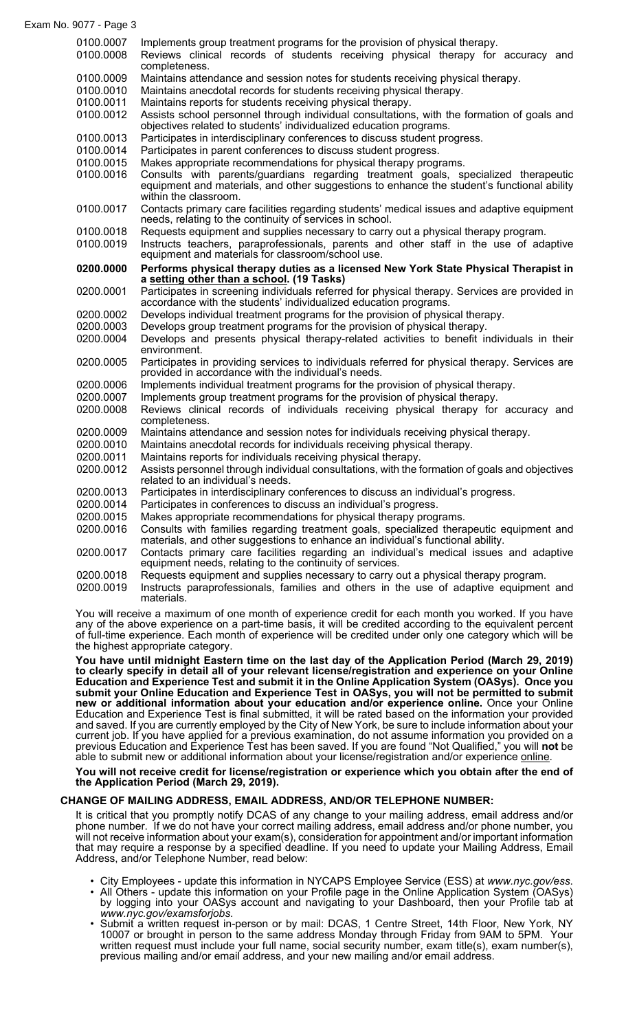0100.0007 Implements group treatment programs for the provision of physical therapy.

0100.0008 Reviews clinical records of students receiving physical therapy for accuracy and completeness.

0100.0009 Maintains attendance and session notes for students receiving physical therapy.

0100.0010 Maintains anecdotal records for students receiving physical therapy.

0100.0011 Maintains reports for students receiving physical therapy.

0100.0012 Assists school personnel through individual consultations, with the formation of goals and objectives related to students' individualized education programs.

0100.0013 Participates in interdisciplinary conferences to discuss student progress.

0100.0014 Participates in parent conferences to discuss student progress.

0100.0015 Makes appropriate recommendations for physical therapy programs.

0100.0016 Consults with parents/guardians regarding treatment goals, specialized therapeutic equipment and materials, and other suggestions to enhance the student's functional ability within the classroom.

0100.0017 Contacts primary care facilities regarding students' medical issues and adaptive equipment needs, relating to the continuity of services in school.

0100.0018 Requests equipment and supplies necessary to carry out a physical therapy program.

0100.0019 Instructs teachers, paraprofessionals, parents and other staff in the use of adaptive equipment and materials for classroom/school use.

**0200.0000 Performs physical therapy duties as a licensed New York State Physical Therapist in a setting other than a school. (19 Tasks)**

0200.0001 Participates in screening individuals referred for physical therapy. Services are provided in accordance with the students' individualized education programs.

0200.0002 Develops individual treatment programs for the provision of physical therapy.

0200.0003 Develops group treatment programs for the provision of physical therapy.

0200.0004 Develops and presents physical therapy-related activities to benefit individuals in their environment.

0200.0005 Participates in providing services to individuals referred for physical therapy. Services are provided in accordance with the individual's needs.

0200.0006 Implements individual treatment programs for the provision of physical therapy.

0200.0007 Implements group treatment programs for the provision of physical therapy.

0200.0008 Reviews clinical records of individuals receiving physical therapy for accuracy and completeness.

0200.0009 Maintains attendance and session notes for individuals receiving physical therapy.

0200.0010 Maintains anecdotal records for individuals receiving physical therapy.

0200.0011 Maintains reports for individuals receiving physical therapy.

0200.0012 Assists personnel through individual consultations, with the formation of goals and objectives related to an individual's needs.

0200.0013 Participates in interdisciplinary conferences to discuss an individual's progress.

0200.0014 Participates in conferences to discuss an individual's progress.

0200.0015 Makes appropriate recommendations for physical therapy programs.

0200.0016 Consults with families regarding treatment goals, specialized therapeutic equipment and materials, and other suggestions to enhance an individual's functional ability.

0200.0017 Contacts primary care facilities regarding an individual's medical issues and adaptive equipment needs, relating to the continuity of services.

0200.0018 Requests equipment and supplies necessary to carry out a physical therapy program.

0200.0019 Instructs paraprofessionals, families and others in the use of adaptive equipment and materials.

You will receive a maximum of one month of experience credit for each month you worked. If you have any of the above experience on a part-time basis, it will be credited according to the equivalent percent of full-time experience. Each month of experience will be credited under only one category which will be the highest appropriate category.

**You have until midnight Eastern time on the last day of the Application Period (March 29, 2019) to clearly specify in detail all of your relevant license/registration and experience on your Online Education and Experience Test and submit it in the Online Application System (OASys). Once you submit your Online Education and Experience Test in OASys, you will not be permitted to submit new or additional information about your education and/or experience online.** Once your Online Education and Experience Test is final submitted, it will be rated based on the information your provided and saved. If you are currently employed by the City of New York, be sure to include information about your current job. If you have applied for a previous examination, do not assume information you provided on a previous Education and Experience Test has been saved. If you are found "Not Qualified," you will **not** be able to submit new or additional information about your license/registration and/or experience online.

**You will not receive credit for license/registration or experience which you obtain after the end of the Application Period (March 29, 2019).**

## CHANGE OF MAILING ADDRESS, EMAIL ADDRESS, AND/OR TELEPHONE NUMBER:

It is critical that you promptly notify DCAS of any change to your mailing address, email address and/or phone number. If we do not have your correct mailing address, email address and/or phone number, you will not receive information about your exam(s), consideration for appointment and/or important information that may require a response by a specified deadline. If you need to update your Mailing Address, Email Address, and/or Telephone Number, read below:

- City Employees - update this information in NYCAPS Employee Service (ESS) at *www.nyc.gov/ess*.
- All Others - update this information on your Profile page in the Online Application System (OASys) by logging into your OASys account and navigating to your Dashboard, then your Profile tab at *www.nyc.gov/examsforjobs*.
- Submit a written request in-person or by mail: DCAS, 1 Centre Street, 14th Floor, New York, NY 10007 or brought in person to the same address Monday through Friday from 9AM to 5PM. Your written request must include your full name, social security number, exam title(s), exam number(s), previous mailing and/or email address, and your new mailing and/or email address.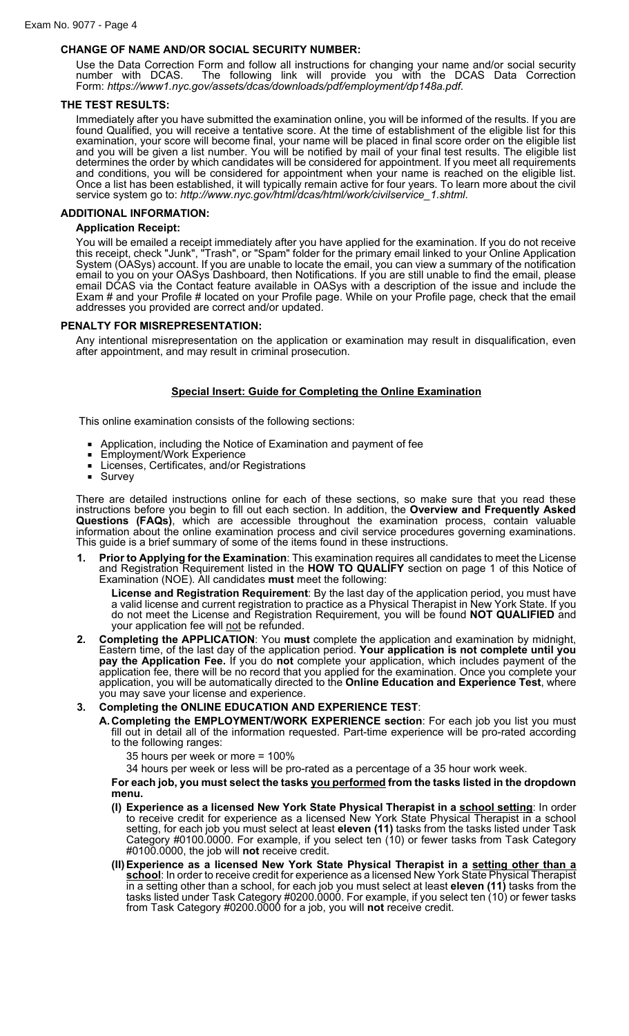### CHANGE OF NAME AND/OR SOCIAL SECURITY NUMBER:

Use the Data Correction Form and follow all instructions for changing your name and/or social security number with DCAS. The following link will provide you with the DCAS Data Correction Form: *https://www1.nyc.gov/assets/dcas/downloads/pdf/employment/dp148a.pdf.*

### THE TEST RESULTS:

Immediately after you have submitted the examination online, you will be informed of the results. If you are found Qualified, you will receive a tentative score. At the time of establishment of the eligible list for this examination, your score will become final, your name will be placed in final score order on the eligible list and you will be given a list number. You will be notified by mail of your final test results. The eligible list determines the order by which candidates will be considered for appointment. If you meet all requirements and conditions, you will be considered for appointment when your name is reached on the eligible list. Once a list has been established, it will typically remain active for four years. To learn more about the civil service system go to: *http://www.nyc.gov/html/dcas/html/work/civilservice_1.shtml*.

### ADDITIONAL INFORMATION:

#### Application Receipt:

You will be emailed a receipt immediately after you have applied for the examination. If you do not receive this receipt, check "Junk", "Trash", or "Spam" folder for the primary email linked to your Online Application System (OASys) account. If you are unable to locate the email, you can view a summary of the notification email to you on your OASys Dashboard, then Notifications. If you are still unable to find the email, please email DCAS via the Contact feature available in OASys with a description of the issue and include the Exam # and your Profile # located on your Profile page. While on your Profile page, check that the email addresses you provided are correct and/or updated.

### PENALTY FOR MISREPRESENTATION:

Any intentional misrepresentation on the application or examination may result in disqualification, even after appointment, and may result in criminal prosecution.

## Special Insert: Guide for Completing the Online Examination

This online examination consists of the following sections:

- Application, including the Notice of Examination and payment of fee
- Employment/Work Experience
- Licenses, Certificates, and/or Registrations
- Survey

There are detailed instructions online for each of these sections, so make sure that you read these instructions before you begin to fill out each section. In addition, the **Overview and Frequently Asked Questions (FAQs)**, which are accessible throughout the examination process, contain valuable information about the online examination process and civil service procedures governing examinations. This guide is a brief summary of some of the items found in these instructions.

1. **Prior to Applying for the Examination**: This examination requires all candidates to meet the License and Registration Requirement listed in the **HOW TO QUALIFY** section on page 1 of this Notice of Examination (NOE). All candidates **must** meet the following:

   **License and Registration Requirement**: By the last day of the application period, you must have a valid license and current registration to practice as a Physical Therapist in New York State. If you do not meet the License and Registration Requirement, you will be found **NOT QUALIFIED** and your application fee will not be refunded.

2. **Completing the APPLICATION**: You **must** complete the application and examination by midnight, Eastern time, of the last day of the application period. **Your application is not complete until you pay the Application Fee.** If you do **not** complete your application, which includes payment of the application fee, there will be no record that you applied for the examination. Once you complete your application, you will be automatically directed to the **Online Education and Experience Test**, where you may save your license and experience.

3. **Completing the ONLINE EDUCATION AND EXPERIENCE TEST**:

   **A. Completing the EMPLOYMENT/WORK EXPERIENCE section**: For each job you list you must fill out in detail all of the information requested. Part-time experience will be pro-rated according to the following ranges:

   35 hours per week or more = 100%

   34 hours per week or less will be pro-rated as a percentage of a 35 hour work week.

   **For each job, you must select the tasks you performed from the tasks listed in the dropdown menu.**

   **(I) Experience as a licensed New York State Physical Therapist in a school setting**: In order to receive credit for experience as a licensed New York State Physical Therapist in a school setting, for each job you must select at least **eleven (11)** tasks from the tasks listed under Task Category #0100.0000. For example, if you select ten (10) or fewer tasks from Task Category #0100.0000, the job will **not** receive credit.

   **(II) Experience as a licensed New York State Physical Therapist in a setting other than a school**: In order to receive credit for experience as a licensed New York State Physical Therapist in a setting other than a school, for each job you must select at least **eleven (11)** tasks from the tasks listed under Task Category #0200.0000. For example, if you select ten (10) or fewer tasks from Task Category #0200.0000 for a job, you will **not** receive credit.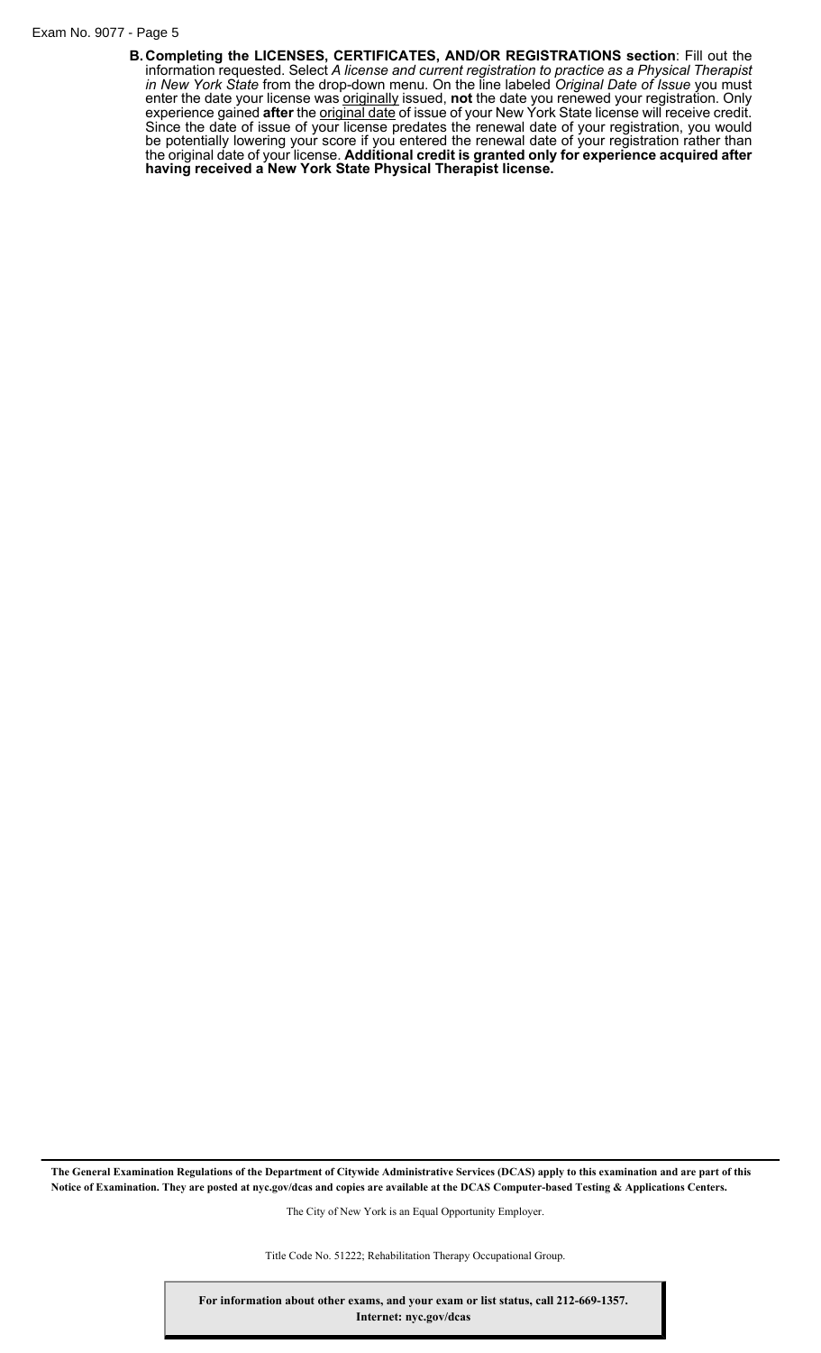**B. Completing the LICENSES, CERTIFICATES, AND/OR REGISTRATIONS section**: Fill out the information requested. Select *A license and current registration to practice as a Physical Therapist in New York State* from the drop-down menu. On the line labeled *Original Date of Issue* you must enter the date your license was originally issued, **not** the date you renewed your registration. Only experience gained **after** the original date of issue of your New York State license will receive credit. Since the date of issue of your license predates the renewal date of your registration, you would be potentially lowering your score if you entered the renewal date of your registration rather than the original date of your license. **Additional credit is granted only for experience acquired after having received a New York State Physical Therapist license.**

---

**The General Examination Regulations of the Department of Citywide Administrative Services (DCAS) apply to this examination and are part of this Notice of Examination. They are posted at nyc.gov/dcas and copies are available at the DCAS Computer-based Testing & Applications Centers.**

The City of New York is an Equal Opportunity Employer.

Title Code No. 51222; Rehabilitation Therapy Occupational Group.

**For information about other exams, and your exam or list status, call 212-669-1357.**
**Internet: nyc.gov/dcas**